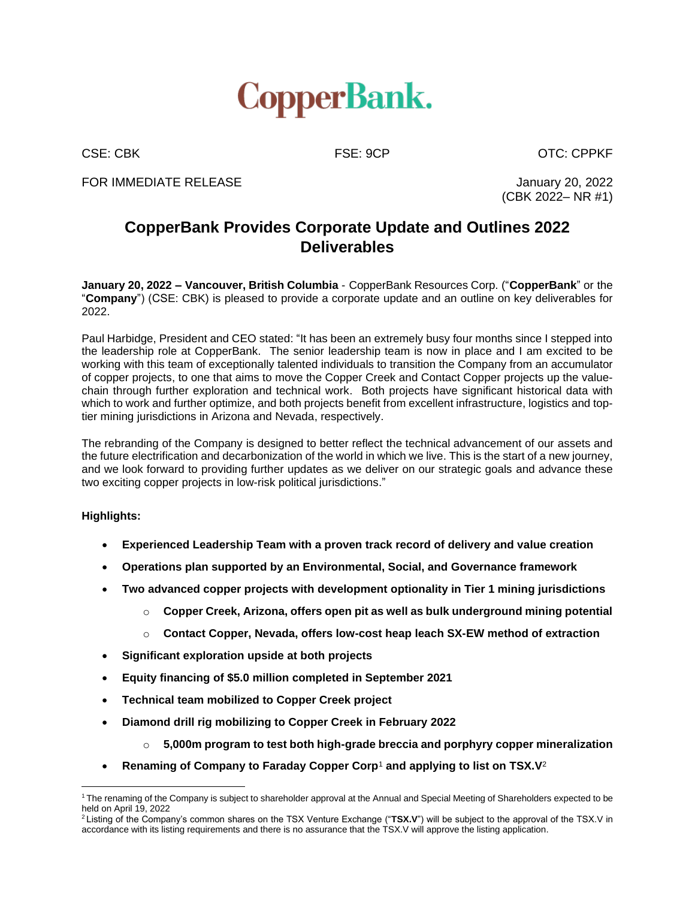# CopperBank.

CSE: CBK FSE: 9CP OTC: CPPKF

FOR IMMEDIATE RELEASE

January 20, 2022
(CBK 2022– NR #1)

## CopperBank Provides Corporate Update and Outlines 2022 Deliverables

**January 20, 2022 – Vancouver, British Columbia** - CopperBank Resources Corp. ("**CopperBank**" or the "**Company**") (CSE: CBK) is pleased to provide a corporate update and an outline on key deliverables for 2022.

Paul Harbidge, President and CEO stated: "It has been an extremely busy four months since I stepped into the leadership role at CopperBank. The senior leadership team is now in place and I am excited to be working with this team of exceptionally talented individuals to transition the Company from an accumulator of copper projects, to one that aims to move the Copper Creek and Contact Copper projects up the value-chain through further exploration and technical work. Both projects have significant historical data with which to work and further optimize, and both projects benefit from excellent infrastructure, logistics and top-tier mining jurisdictions in Arizona and Nevada, respectively.

The rebranding of the Company is designed to better reflect the technical advancement of our assets and the future electrification and decarbonization of the world in which we live. This is the start of a new journey, and we look forward to providing further updates as we deliver on our strategic goals and advance these two exciting copper projects in low-risk political jurisdictions."

**Highlights:**

- **Experienced Leadership Team with a proven track record of delivery and value creation**
- **Operations plan supported by an Environmental, Social, and Governance framework**
- **Two advanced copper projects with development optionality in Tier 1 mining jurisdictions**
  - **Copper Creek, Arizona, offers open pit as well as bulk underground mining potential**
  - **Contact Copper, Nevada, offers low-cost heap leach SX-EW method of extraction**
- **Significant exploration upside at both projects**
- **Equity financing of $5.0 million completed in September 2021**
- **Technical team mobilized to Copper Creek project**
- **Diamond drill rig mobilizing to Copper Creek in February 2022**
  - **5,000m program to test both high-grade breccia and porphyry copper mineralization**
- **Renaming of Company to Faraday Copper Corp**[1] **and applying to list on TSX.V**[2]

[1] The renaming of the Company is subject to shareholder approval at the Annual and Special Meeting of Shareholders expected to be held on April 19, 2022

[2] Listing of the Company's common shares on the TSX Venture Exchange ("**TSX.V**") will be subject to the approval of the TSX.V in accordance with its listing requirements and there is no assurance that the TSX.V will approve the listing application.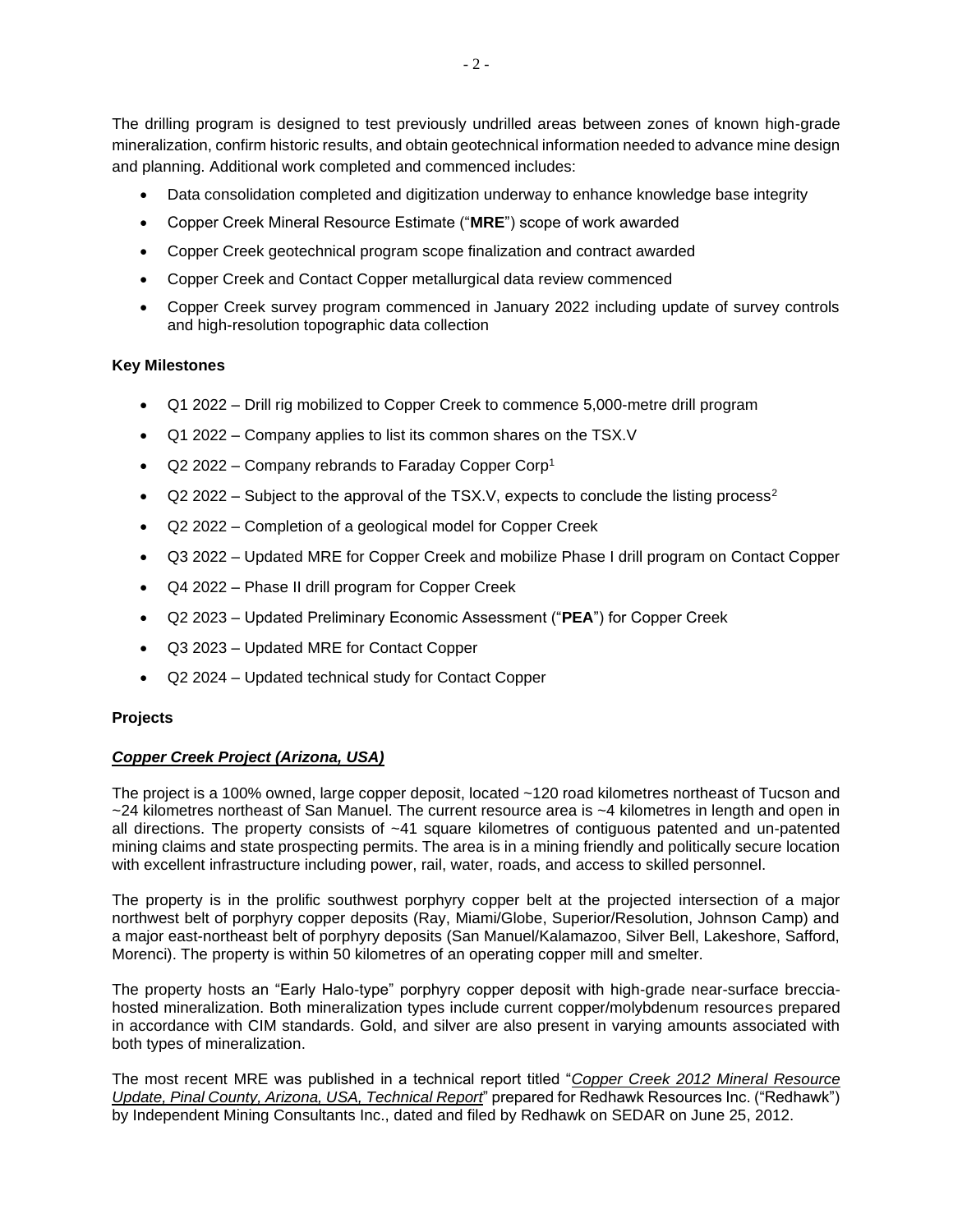The drilling program is designed to test previously undrilled areas between zones of known high-grade mineralization, confirm historic results, and obtain geotechnical information needed to advance mine design and planning. Additional work completed and commenced includes:

- Data consolidation completed and digitization underway to enhance knowledge base integrity
- Copper Creek Mineral Resource Estimate ("**MRE**") scope of work awarded
- Copper Creek geotechnical program scope finalization and contract awarded
- Copper Creek and Contact Copper metallurgical data review commenced
- Copper Creek survey program commenced in January 2022 including update of survey controls and high-resolution topographic data collection

**Key Milestones**

- Q1 2022 – Drill rig mobilized to Copper Creek to commence 5,000-metre drill program
- Q1 2022 – Company applies to list its common shares on the TSX.V
- Q2 2022 – Company rebrands to Faraday Copper Corp[1]
- Q2 2022 – Subject to the approval of the TSX.V, expects to conclude the listing process[2]
- Q2 2022 – Completion of a geological model for Copper Creek
- Q3 2022 – Updated MRE for Copper Creek and mobilize Phase I drill program on Contact Copper
- Q4 2022 – Phase II drill program for Copper Creek
- Q2 2023 – Updated Preliminary Economic Assessment ("**PEA**") for Copper Creek
- Q3 2023 – Updated MRE for Contact Copper
- Q2 2024 – Updated technical study for Contact Copper

**Projects**

***Copper Creek Project (Arizona, USA)***

The project is a 100% owned, large copper deposit, located ~120 road kilometres northeast of Tucson and ~24 kilometres northeast of San Manuel. The current resource area is ~4 kilometres in length and open in all directions. The property consists of ~41 square kilometres of contiguous patented and un-patented mining claims and state prospecting permits. The area is in a mining friendly and politically secure location with excellent infrastructure including power, rail, water, roads, and access to skilled personnel.

The property is in the prolific southwest porphyry copper belt at the projected intersection of a major northwest belt of porphyry copper deposits (Ray, Miami/Globe, Superior/Resolution, Johnson Camp) and a major east-northeast belt of porphyry deposits (San Manuel/Kalamazoo, Silver Bell, Lakeshore, Safford, Morenci). The property is within 50 kilometres of an operating copper mill and smelter.

The property hosts an "Early Halo-type" porphyry copper deposit with high-grade near-surface breccia-hosted mineralization. Both mineralization types include current copper/molybdenum resources prepared in accordance with CIM standards. Gold, and silver are also present in varying amounts associated with both types of mineralization.

The most recent MRE was published in a technical report titled "*Copper Creek 2012 Mineral Resource Update, Pinal County, Arizona, USA, Technical Report*" prepared for Redhawk Resources Inc. ("Redhawk") by Independent Mining Consultants Inc., dated and filed by Redhawk on SEDAR on June 25, 2012.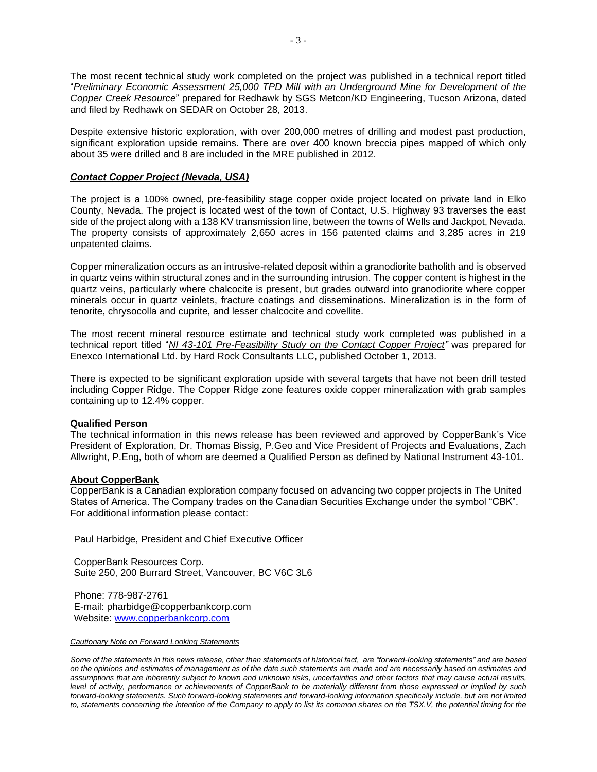The most recent technical study work completed on the project was published in a technical report titled "*Preliminary Economic Assessment 25,000 TPD Mill with an Underground Mine for Development of the Copper Creek Resource*" prepared for Redhawk by SGS Metcon/KD Engineering, Tucson Arizona, dated and filed by Redhawk on SEDAR on October 28, 2013.

Despite extensive historic exploration, with over 200,000 metres of drilling and modest past production, significant exploration upside remains. There are over 400 known breccia pipes mapped of which only about 35 were drilled and 8 are included in the MRE published in 2012.

***Contact Copper Project (Nevada, USA)***

The project is a 100% owned, pre-feasibility stage copper oxide project located on private land in Elko County, Nevada. The project is located west of the town of Contact, U.S. Highway 93 traverses the east side of the project along with a 138 KV transmission line, between the towns of Wells and Jackpot, Nevada. The property consists of approximately 2,650 acres in 156 patented claims and 3,285 acres in 219 unpatented claims.

Copper mineralization occurs as an intrusive-related deposit within a granodiorite batholith and is observed in quartz veins within structural zones and in the surrounding intrusion. The copper content is highest in the quartz veins, particularly where chalcocite is present, but grades outward into granodiorite where copper minerals occur in quartz veinlets, fracture coatings and disseminations. Mineralization is in the form of tenorite, chrysocolla and cuprite, and lesser chalcocite and covellite.

The most recent mineral resource estimate and technical study work completed was published in a technical report titled "*NI 43-101 Pre-Feasibility Study on the Contact Copper Project*" was prepared for Enexco International Ltd. by Hard Rock Consultants LLC, published October 1, 2013.

There is expected to be significant exploration upside with several targets that have not been drill tested including Copper Ridge. The Copper Ridge zone features oxide copper mineralization with grab samples containing up to 12.4% copper.

**Qualified Person**

The technical information in this news release has been reviewed and approved by CopperBank's Vice President of Exploration, Dr. Thomas Bissig, P.Geo and Vice President of Projects and Evaluations, Zach Allwright, P.Eng, both of whom are deemed a Qualified Person as defined by National Instrument 43-101.

**About CopperBank**

CopperBank is a Canadian exploration company focused on advancing two copper projects in The United States of America. The Company trades on the Canadian Securities Exchange under the symbol "CBK". For additional information please contact:

Paul Harbidge, President and Chief Executive Officer

CopperBank Resources Corp.
Suite 250, 200 Burrard Street, Vancouver, BC V6C 3L6

Phone: 778-987-2761
E-mail: pharbidge@copperbankcorp.com
Website: www.copperbankcorp.com

*Cautionary Note on Forward Looking Statements*

*Some of the statements in this news release, other than statements of historical fact, are "forward-looking statements" and are based on the opinions and estimates of management as of the date such statements are made and are necessarily based on estimates and assumptions that are inherently subject to known and unknown risks, uncertainties and other factors that may cause actual results, level of activity, performance or achievements of CopperBank to be materially different from those expressed or implied by such forward-looking statements. Such forward-looking statements and forward-looking information specifically include, but are not limited to, statements concerning the intention of the Company to apply to list its common shares on the TSX.V, the potential timing for the*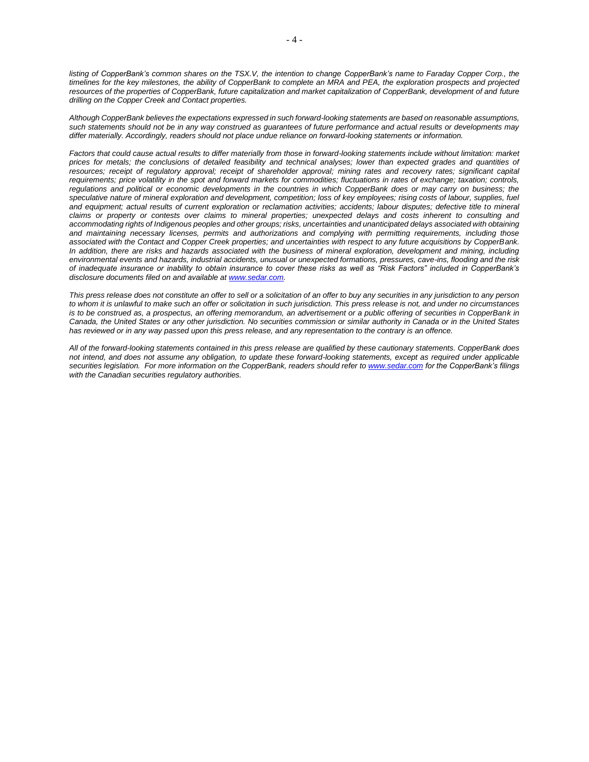*listing of CopperBank's common shares on the TSX.V, the intention to change CopperBank's name to Faraday Copper Corp., the timelines for the key milestones, the ability of CopperBank to complete an MRA and PEA, the exploration prospects and projected resources of the properties of CopperBank, future capitalization and market capitalization of CopperBank, development of and future drilling on the Copper Creek and Contact properties.*

*Although CopperBank believes the expectations expressed in such forward-looking statements are based on reasonable assumptions, such statements should not be in any way construed as guarantees of future performance and actual results or developments may differ materially. Accordingly, readers should not place undue reliance on forward-looking statements or information.*

*Factors that could cause actual results to differ materially from those in forward-looking statements include without limitation: market prices for metals; the conclusions of detailed feasibility and technical analyses; lower than expected grades and quantities of resources; receipt of regulatory approval; receipt of shareholder approval; mining rates and recovery rates; significant capital requirements; price volatility in the spot and forward markets for commodities; fluctuations in rates of exchange; taxation; controls, regulations and political or economic developments in the countries in which CopperBank does or may carry on business; the speculative nature of mineral exploration and development, competition; loss of key employees; rising costs of labour, supplies, fuel and equipment; actual results of current exploration or reclamation activities; accidents; labour disputes; defective title to mineral claims or property or contests over claims to mineral properties; unexpected delays and costs inherent to consulting and accommodating rights of Indigenous peoples and other groups; risks, uncertainties and unanticipated delays associated with obtaining and maintaining necessary licenses, permits and authorizations and complying with permitting requirements, including those associated with the Contact and Copper Creek properties; and uncertainties with respect to any future acquisitions by CopperBank. In addition, there are risks and hazards associated with the business of mineral exploration, development and mining, including environmental events and hazards, industrial accidents, unusual or unexpected formations, pressures, cave-ins, flooding and the risk of inadequate insurance or inability to obtain insurance to cover these risks as well as "Risk Factors" included in CopperBank's disclosure documents filed on and available at www.sedar.com.*

*This press release does not constitute an offer to sell or a solicitation of an offer to buy any securities in any jurisdiction to any person to whom it is unlawful to make such an offer or solicitation in such jurisdiction. This press release is not, and under no circumstances is to be construed as, a prospectus, an offering memorandum, an advertisement or a public offering of securities in CopperBank in Canada, the United States or any other jurisdiction. No securities commission or similar authority in Canada or in the United States has reviewed or in any way passed upon this press release, and any representation to the contrary is an offence.*

*All of the forward-looking statements contained in this press release are qualified by these cautionary statements. CopperBank does not intend, and does not assume any obligation, to update these forward-looking statements, except as required under applicable securities legislation. For more information on the CopperBank, readers should refer to www.sedar.com for the CopperBank's filings with the Canadian securities regulatory authorities.*